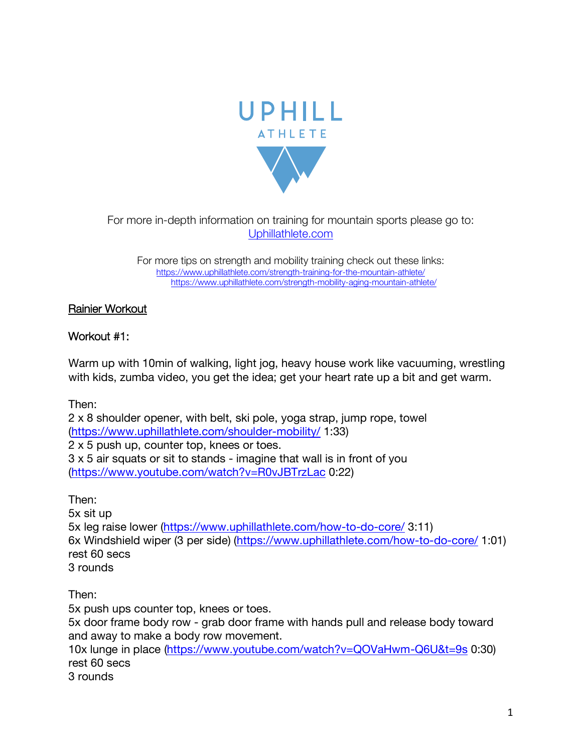UPHILL

ATHLETE

For more in-depth information on training for mountain sports please go to:
[Uphillathlete.com](https://www.uphillathlete.com)

For more tips on strength and mobility training check out these links:
https://www.uphillathlete.com/strength-training-for-the-mountain-athlete/
https://www.uphillathlete.com/strength-mobility-aging-mountain-athlete/

## Rainier Workout

### Workout #1:

Warm up with 10min of walking, light jog, heavy house work like vacuuming, wrestling with kids, zumba video, you get the idea; get your heart rate up a bit and get warm.

Then:
2 x 8 shoulder opener, with belt, ski pole, yoga strap, jump rope, towel (https://www.uphillathlete.com/shoulder-mobility/ 1:33)
2 x 5 push up, counter top, knees or toes.
3 x 5 air squats or sit to stands - imagine that wall is in front of you (https://www.youtube.com/watch?v=R0vJBTrzLac 0:22)

Then:
5x sit up
5x leg raise lower (https://www.uphillathlete.com/how-to-do-core/ 3:11)
6x Windshield wiper (3 per side) (https://www.uphillathlete.com/how-to-do-core/ 1:01)
rest 60 secs
3 rounds

Then:
5x push ups counter top, knees or toes.
5x door frame body row - grab door frame with hands pull and release body toward and away to make a body row movement.
10x lunge in place (https://www.youtube.com/watch?v=QOVaHwm-Q6U&t=9s 0:30)
rest 60 secs
3 rounds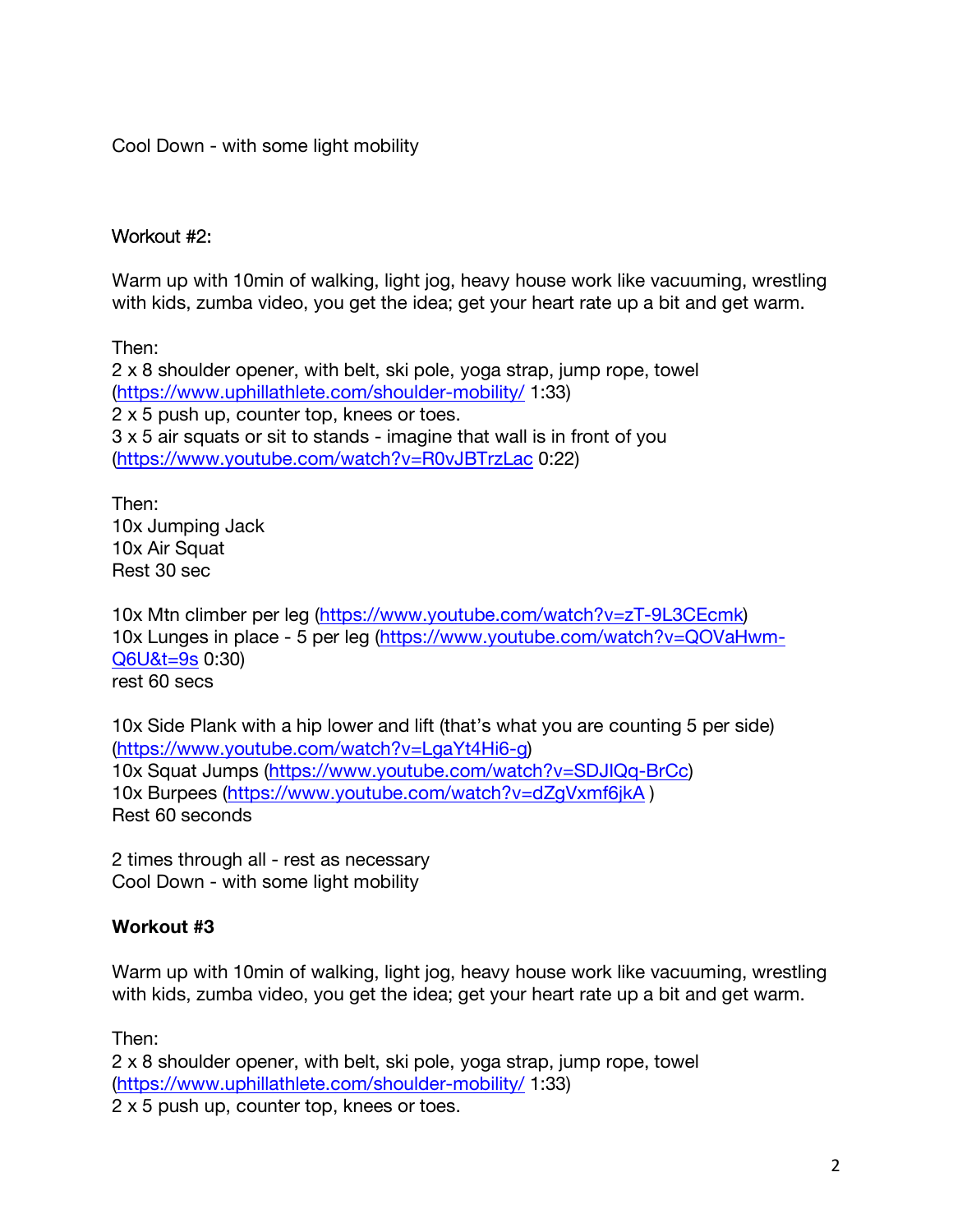Cool Down - with some light mobility

Workout #2:

Warm up with 10min of walking, light jog, heavy house work like vacuuming, wrestling with kids, zumba video, you get the idea; get your heart rate up a bit and get warm.

Then:
2 x 8 shoulder opener, with belt, ski pole, yoga strap, jump rope, towel (https://www.uphillathlete.com/shoulder-mobility/ 1:33)
2 x 5 push up, counter top, knees or toes.
3 x 5 air squats or sit to stands - imagine that wall is in front of you (https://www.youtube.com/watch?v=R0vJBTrzLac 0:22)

Then:
10x Jumping Jack
10x Air Squat
Rest 30 sec

10x Mtn climber per leg (https://www.youtube.com/watch?v=zT-9L3CEcmk)
10x Lunges in place - 5 per leg (https://www.youtube.com/watch?v=QOVaHwm-Q6U&t=9s 0:30)
rest 60 secs

10x Side Plank with a hip lower and lift (that's what you are counting 5 per side) (https://www.youtube.com/watch?v=LgaYt4Hi6-g)
10x Squat Jumps (https://www.youtube.com/watch?v=SDJlQq-BrCc)
10x Burpees (https://www.youtube.com/watch?v=dZgVxmf6jkA )
Rest 60 seconds

2 times through all - rest as necessary
Cool Down - with some light mobility

**Workout #3**

Warm up with 10min of walking, light jog, heavy house work like vacuuming, wrestling with kids, zumba video, you get the idea; get your heart rate up a bit and get warm.

Then:
2 x 8 shoulder opener, with belt, ski pole, yoga strap, jump rope, towel (https://www.uphillathlete.com/shoulder-mobility/ 1:33)
2 x 5 push up, counter top, knees or toes.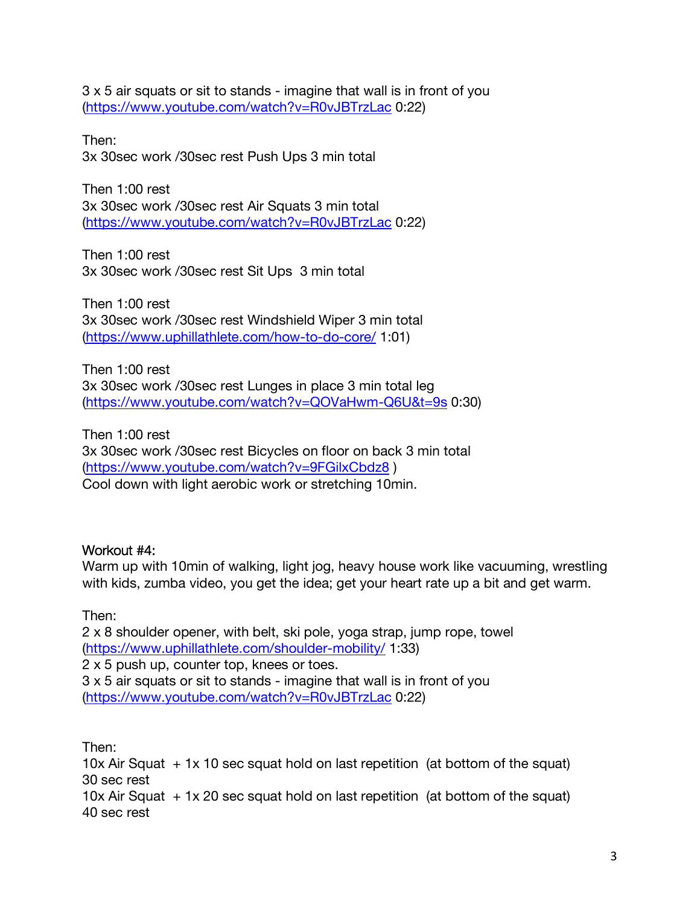3 x 5 air squats or sit to stands - imagine that wall is in front of you
(https://www.youtube.com/watch?v=R0vJBTrzLac 0:22)

Then:
3x 30sec work /30sec rest Push Ups 3 min total

Then 1:00 rest
3x 30sec work /30sec rest Air Squats 3 min total
(https://www.youtube.com/watch?v=R0vJBTrzLac 0:22)

Then 1:00 rest
3x 30sec work /30sec rest Sit Ups 3 min total

Then 1:00 rest
3x 30sec work /30sec rest Windshield Wiper 3 min total
(https://www.uphillathlete.com/how-to-do-core/ 1:01)

Then 1:00 rest
3x 30sec work /30sec rest Lunges in place 3 min total leg
(https://www.youtube.com/watch?v=QOVaHwm-Q6U&t=9s 0:30)

Then 1:00 rest
3x 30sec work /30sec rest Bicycles on floor on back 3 min total
(https://www.youtube.com/watch?v=9FGilxCbdz8 )
Cool down with light aerobic work or stretching 10min.

Workout #4:
Warm up with 10min of walking, light jog, heavy house work like vacuuming, wrestling with kids, zumba video, you get the idea; get your heart rate up a bit and get warm.

Then:
2 x 8 shoulder opener, with belt, ski pole, yoga strap, jump rope, towel
(https://www.uphillathlete.com/shoulder-mobility/ 1:33)
2 x 5 push up, counter top, knees or toes.
3 x 5 air squats or sit to stands - imagine that wall is in front of you
(https://www.youtube.com/watch?v=R0vJBTrzLac 0:22)

Then:
10x Air Squat + 1x 10 sec squat hold on last repetition (at bottom of the squat)
30 sec rest
10x Air Squat + 1x 20 sec squat hold on last repetition (at bottom of the squat)
40 sec rest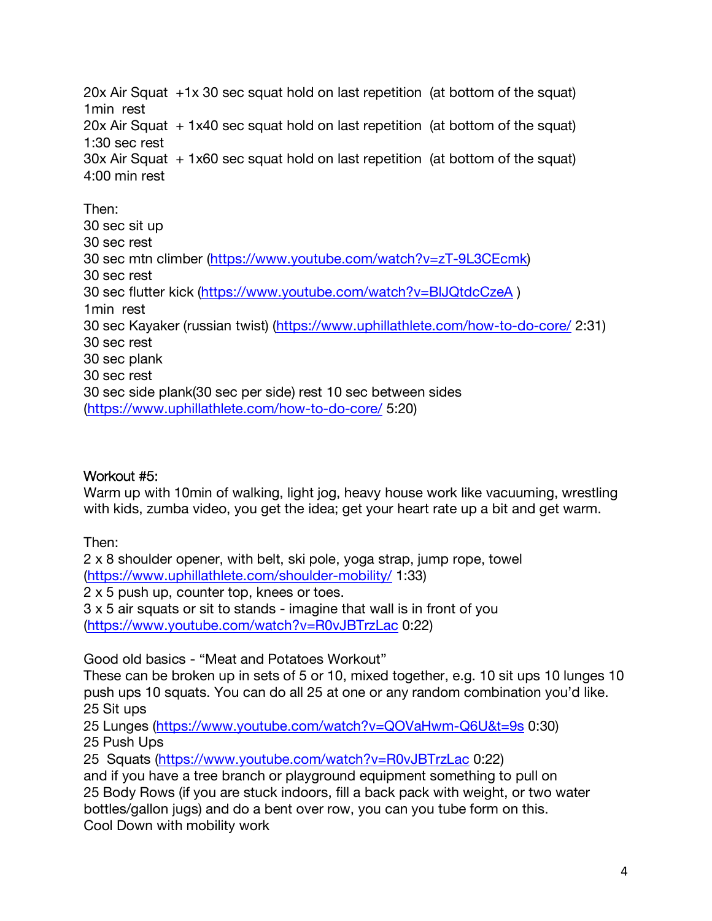20x Air Squat +1x 30 sec squat hold on last repetition (at bottom of the squat)
1min rest
20x Air Squat + 1x40 sec squat hold on last repetition (at bottom of the squat)
1:30 sec rest
30x Air Squat + 1x60 sec squat hold on last repetition (at bottom of the squat)
4:00 min rest

Then:
30 sec sit up
30 sec rest
30 sec mtn climber (https://www.youtube.com/watch?v=zT-9L3CEcmk)
30 sec rest
30 sec flutter kick (https://www.youtube.com/watch?v=BlJQtdcCzeA )
1min rest
30 sec Kayaker (russian twist) (https://www.uphillathlete.com/how-to-do-core/ 2:31)
30 sec rest
30 sec plank
30 sec rest
30 sec side plank(30 sec per side) rest 10 sec between sides
(https://www.uphillathlete.com/how-to-do-core/ 5:20)

Workout #5:
Warm up with 10min of walking, light jog, heavy house work like vacuuming, wrestling with kids, zumba video, you get the idea; get your heart rate up a bit and get warm.

Then:
2 x 8 shoulder opener, with belt, ski pole, yoga strap, jump rope, towel
(https://www.uphillathlete.com/shoulder-mobility/ 1:33)
2 x 5 push up, counter top, knees or toes.
3 x 5 air squats or sit to stands - imagine that wall is in front of you
(https://www.youtube.com/watch?v=R0vJBTrzLac 0:22)

Good old basics - "Meat and Potatoes Workout"
These can be broken up in sets of 5 or 10, mixed together, e.g. 10 sit ups 10 lunges 10 push ups 10 squats. You can do all 25 at one or any random combination you'd like.
25 Sit ups
25 Lunges (https://www.youtube.com/watch?v=QOVaHwm-Q6U&t=9s 0:30)
25 Push Ups
25 Squats (https://www.youtube.com/watch?v=R0vJBTrzLac 0:22)
and if you have a tree branch or playground equipment something to pull on
25 Body Rows (if you are stuck indoors, fill a back pack with weight, or two water bottles/gallon jugs) and do a bent over row, you can you tube form on this.
Cool Down with mobility work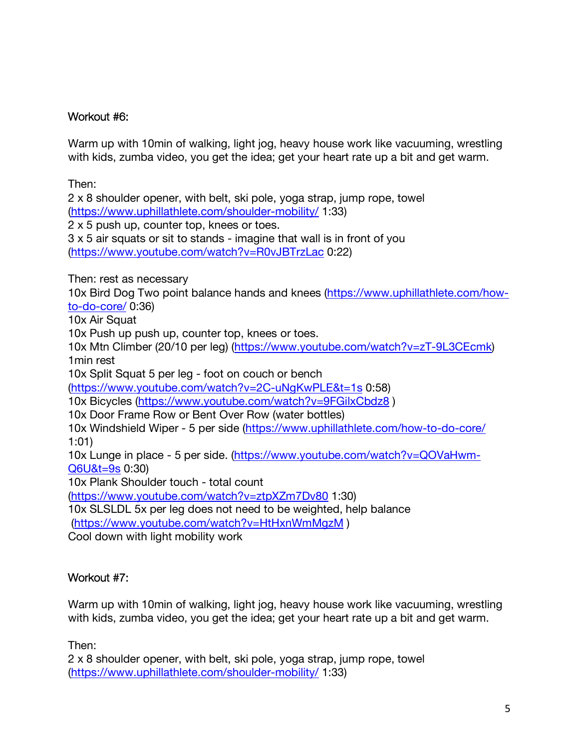Workout #6:

Warm up with 10min of walking, light jog, heavy house work like vacuuming, wrestling with kids, zumba video, you get the idea; get your heart rate up a bit and get warm.

Then:
2 x 8 shoulder opener, with belt, ski pole, yoga strap, jump rope, towel (https://www.uphillathlete.com/shoulder-mobility/ 1:33)
2 x 5 push up, counter top, knees or toes.
3 x 5 air squats or sit to stands - imagine that wall is in front of you (https://www.youtube.com/watch?v=R0vJBTrzLac 0:22)

Then: rest as necessary
10x Bird Dog Two point balance hands and knees (https://www.uphillathlete.com/how-to-do-core/ 0:36)
10x Air Squat
10x Push up push up, counter top, knees or toes.
10x Mtn Climber (20/10 per leg) (https://www.youtube.com/watch?v=zT-9L3CEcmk)
1min rest
10x Split Squat 5 per leg - foot on couch or bench (https://www.youtube.com/watch?v=2C-uNgKwPLE&t=1s 0:58)
10x Bicycles (https://www.youtube.com/watch?v=9FGilxCbdz8 )
10x Door Frame Row or Bent Over Row (water bottles)
10x Windshield Wiper - 5 per side (https://www.uphillathlete.com/how-to-do-core/ 1:01)
10x Lunge in place - 5 per side. (https://www.youtube.com/watch?v=QOVaHwm-Q6U&t=9s 0:30)
10x Plank Shoulder touch - total count (https://www.youtube.com/watch?v=ztpXZm7Dv80 1:30)
10x SLSLDL 5x per leg does not need to be weighted, help balance (https://www.youtube.com/watch?v=HtHxnWmMgzM )
Cool down with light mobility work

Workout #7:

Warm up with 10min of walking, light jog, heavy house work like vacuuming, wrestling with kids, zumba video, you get the idea; get your heart rate up a bit and get warm.

Then:
2 x 8 shoulder opener, with belt, ski pole, yoga strap, jump rope, towel (https://www.uphillathlete.com/shoulder-mobility/ 1:33)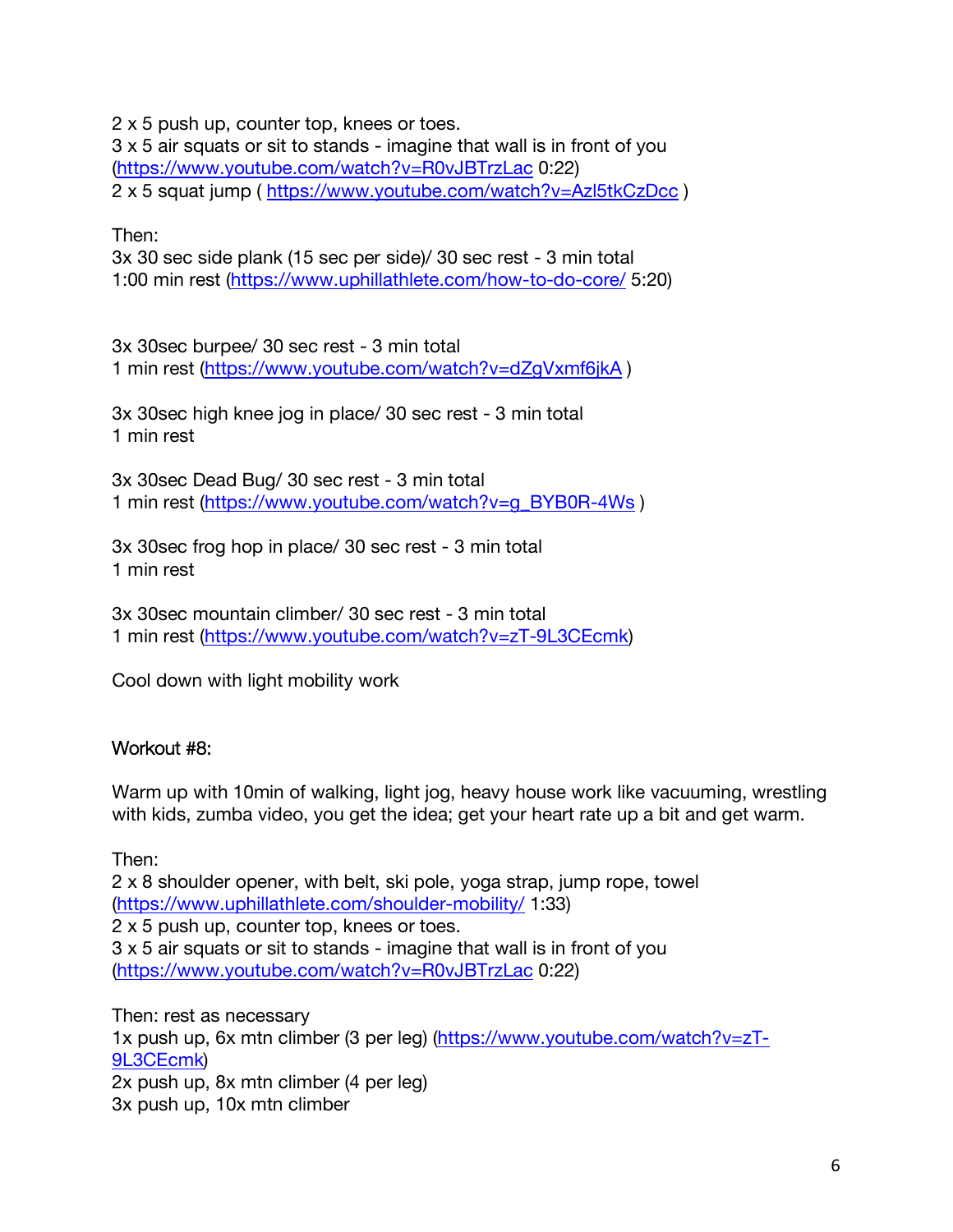2 x 5 push up, counter top, knees or toes.
3 x 5 air squats or sit to stands - imagine that wall is in front of you (https://www.youtube.com/watch?v=R0vJBTrzLac 0:22)
2 x 5 squat jump ( https://www.youtube.com/watch?v=Azl5tkCzDcc )

Then:
3x 30 sec side plank (15 sec per side)/ 30 sec rest - 3 min total
1:00 min rest (https://www.uphillathlete.com/how-to-do-core/ 5:20)

3x 30sec burpee/ 30 sec rest - 3 min total
1 min rest (https://www.youtube.com/watch?v=dZgVxmf6jkA )

3x 30sec high knee jog in place/ 30 sec rest - 3 min total
1 min rest

3x 30sec Dead Bug/ 30 sec rest - 3 min total
1 min rest (https://www.youtube.com/watch?v=g_BYB0R-4Ws )

3x 30sec frog hop in place/ 30 sec rest - 3 min total
1 min rest

3x 30sec mountain climber/ 30 sec rest - 3 min total
1 min rest (https://www.youtube.com/watch?v=zT-9L3CEcmk)

Cool down with light mobility work

## Workout #8:

Warm up with 10min of walking, light jog, heavy house work like vacuuming, wrestling with kids, zumba video, you get the idea; get your heart rate up a bit and get warm.

Then:
2 x 8 shoulder opener, with belt, ski pole, yoga strap, jump rope, towel (https://www.uphillathlete.com/shoulder-mobility/ 1:33)
2 x 5 push up, counter top, knees or toes.
3 x 5 air squats or sit to stands - imagine that wall is in front of you (https://www.youtube.com/watch?v=R0vJBTrzLac 0:22)

Then: rest as necessary
1x push up, 6x mtn climber (3 per leg) (https://www.youtube.com/watch?v=zT-9L3CEcmk)
2x push up, 8x mtn climber (4 per leg)
3x push up, 10x mtn climber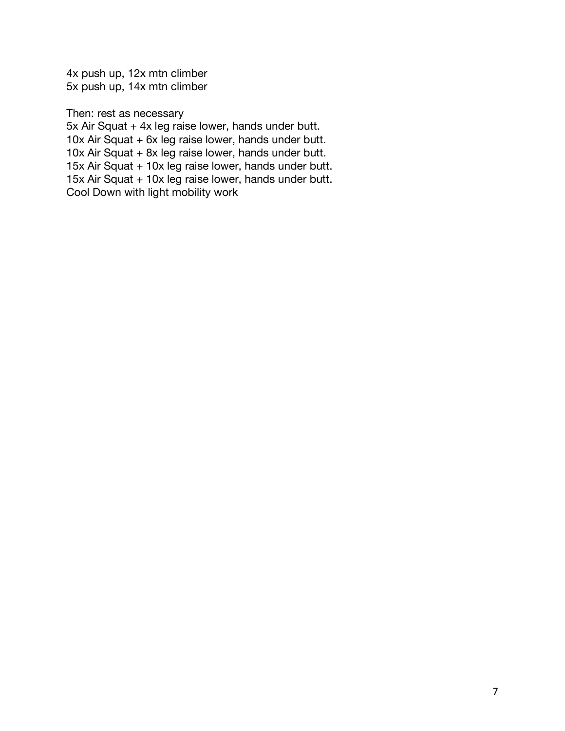4x push up, 12x mtn climber
5x push up, 14x mtn climber

Then: rest as necessary
5x Air Squat + 4x leg raise lower, hands under butt.
10x Air Squat + 6x leg raise lower, hands under butt.
10x Air Squat + 8x leg raise lower, hands under butt.
15x Air Squat + 10x leg raise lower, hands under butt.
15x Air Squat + 10x leg raise lower, hands under butt.
Cool Down with light mobility work